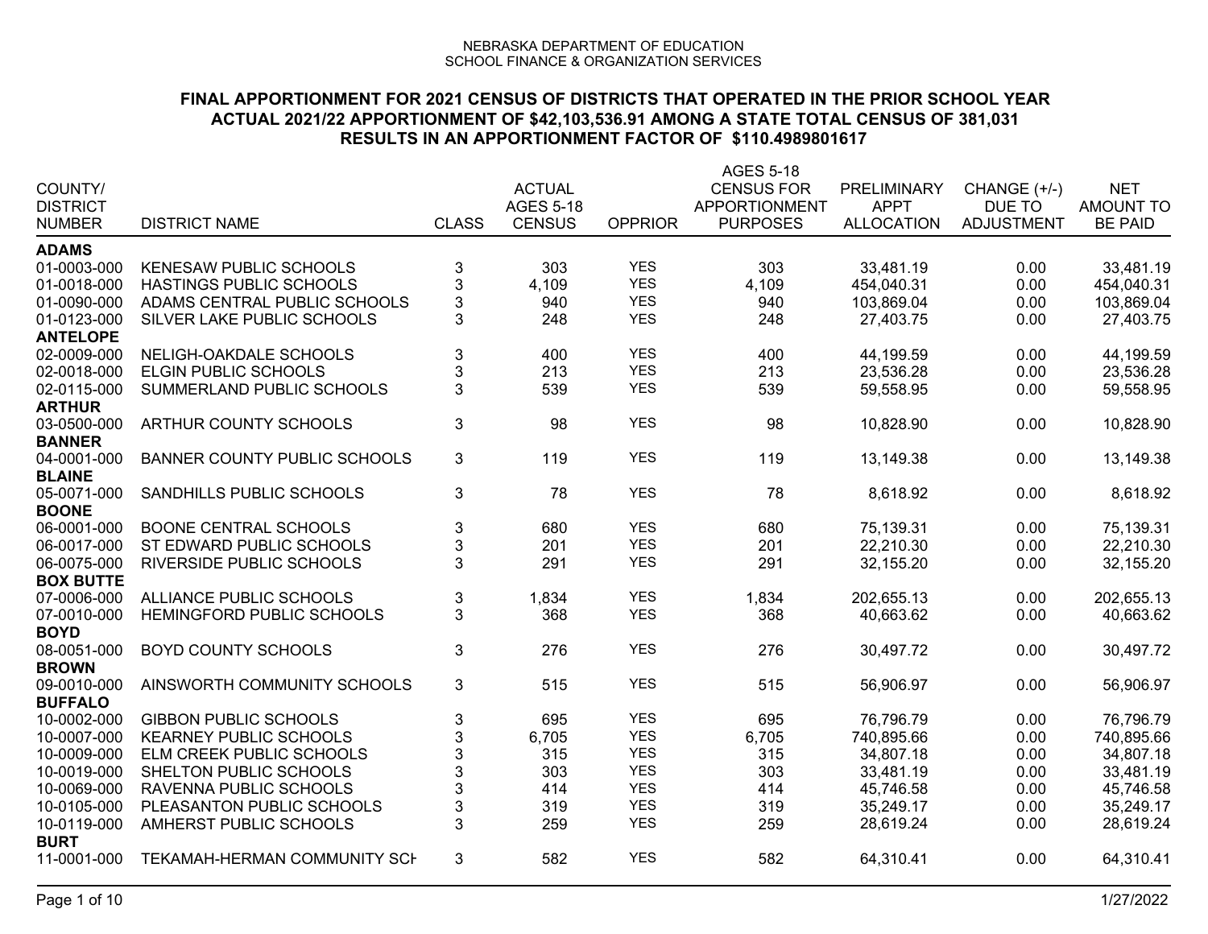NEBRASKA DEPARTMENT OF EDUCATION
SCHOOL FINANCE & ORGANIZATION SERVICES

## FINAL APPORTIONMENT FOR 2021 CENSUS OF DISTRICTS THAT OPERATED IN THE PRIOR SCHOOL YEAR
## ACTUAL 2021/22 APPORTIONMENT OF $42,103,536.91 AMONG A STATE TOTAL CENSUS OF 381,031
## RESULTS IN AN APPORTIONMENT FACTOR OF $110.4989801617

| COUNTY/ DISTRICT NUMBER | DISTRICT NAME | CLASS | ACTUAL AGES 5-18 CENSUS | OPPRIOR | AGES 5-18 CENSUS FOR APPORTIONMENT PURPOSES | PRELIMINARY APPT ALLOCATION | CHANGE (+/-) DUE TO ADJUSTMENT | NET AMOUNT TO BE PAID |
|---|---|---|---|---|---|---|---|---|
| **ADAMS** | | | | | | | | |
| 01-0003-000 | KENESAW PUBLIC SCHOOLS | 3 | 303 | YES | 303 | 33,481.19 | 0.00 | 33,481.19 |
| 01-0018-000 | HASTINGS PUBLIC SCHOOLS | 3 | 4,109 | YES | 4,109 | 454,040.31 | 0.00 | 454,040.31 |
| 01-0090-000 | ADAMS CENTRAL PUBLIC SCHOOLS | 3 | 940 | YES | 940 | 103,869.04 | 0.00 | 103,869.04 |
| 01-0123-000 | SILVER LAKE PUBLIC SCHOOLS | 3 | 248 | YES | 248 | 27,403.75 | 0.00 | 27,403.75 |
| **ANTELOPE** | | | | | | | | |
| 02-0009-000 | NELIGH-OAKDALE SCHOOLS | 3 | 400 | YES | 400 | 44,199.59 | 0.00 | 44,199.59 |
| 02-0018-000 | ELGIN PUBLIC SCHOOLS | 3 | 213 | YES | 213 | 23,536.28 | 0.00 | 23,536.28 |
| 02-0115-000 | SUMMERLAND PUBLIC SCHOOLS | 3 | 539 | YES | 539 | 59,558.95 | 0.00 | 59,558.95 |
| **ARTHUR** | | | | | | | | |
| 03-0500-000 | ARTHUR COUNTY SCHOOLS | 3 | 98 | YES | 98 | 10,828.90 | 0.00 | 10,828.90 |
| **BANNER** | | | | | | | | |
| 04-0001-000 | BANNER COUNTY PUBLIC SCHOOLS | 3 | 119 | YES | 119 | 13,149.38 | 0.00 | 13,149.38 |
| **BLAINE** | | | | | | | | |
| 05-0071-000 | SANDHILLS PUBLIC SCHOOLS | 3 | 78 | YES | 78 | 8,618.92 | 0.00 | 8,618.92 |
| **BOONE** | | | | | | | | |
| 06-0001-000 | BOONE CENTRAL SCHOOLS | 3 | 680 | YES | 680 | 75,139.31 | 0.00 | 75,139.31 |
| 06-0017-000 | ST EDWARD PUBLIC SCHOOLS | 3 | 201 | YES | 201 | 22,210.30 | 0.00 | 22,210.30 |
| 06-0075-000 | RIVERSIDE PUBLIC SCHOOLS | 3 | 291 | YES | 291 | 32,155.20 | 0.00 | 32,155.20 |
| **BOX BUTTE** | | | | | | | | |
| 07-0006-000 | ALLIANCE PUBLIC SCHOOLS | 3 | 1,834 | YES | 1,834 | 202,655.13 | 0.00 | 202,655.13 |
| 07-0010-000 | HEMINGFORD PUBLIC SCHOOLS | 3 | 368 | YES | 368 | 40,663.62 | 0.00 | 40,663.62 |
| **BOYD** | | | | | | | | |
| 08-0051-000 | BOYD COUNTY SCHOOLS | 3 | 276 | YES | 276 | 30,497.72 | 0.00 | 30,497.72 |
| **BROWN** | | | | | | | | |
| 09-0010-000 | AINSWORTH COMMUNITY SCHOOLS | 3 | 515 | YES | 515 | 56,906.97 | 0.00 | 56,906.97 |
| **BUFFALO** | | | | | | | | |
| 10-0002-000 | GIBBON PUBLIC SCHOOLS | 3 | 695 | YES | 695 | 76,796.79 | 0.00 | 76,796.79 |
| 10-0007-000 | KEARNEY PUBLIC SCHOOLS | 3 | 6,705 | YES | 6,705 | 740,895.66 | 0.00 | 740,895.66 |
| 10-0009-000 | ELM CREEK PUBLIC SCHOOLS | 3 | 315 | YES | 315 | 34,807.18 | 0.00 | 34,807.18 |
| 10-0019-000 | SHELTON PUBLIC SCHOOLS | 3 | 303 | YES | 303 | 33,481.19 | 0.00 | 33,481.19 |
| 10-0069-000 | RAVENNA PUBLIC SCHOOLS | 3 | 414 | YES | 414 | 45,746.58 | 0.00 | 45,746.58 |
| 10-0105-000 | PLEASANTON PUBLIC SCHOOLS | 3 | 319 | YES | 319 | 35,249.17 | 0.00 | 35,249.17 |
| 10-0119-000 | AMHERST PUBLIC SCHOOLS | 3 | 259 | YES | 259 | 28,619.24 | 0.00 | 28,619.24 |
| **BURT** | | | | | | | | |
| 11-0001-000 | TEKAMAH-HERMAN COMMUNITY SCH | 3 | 582 | YES | 582 | 64,310.41 | 0.00 | 64,310.41 |

1/27/2022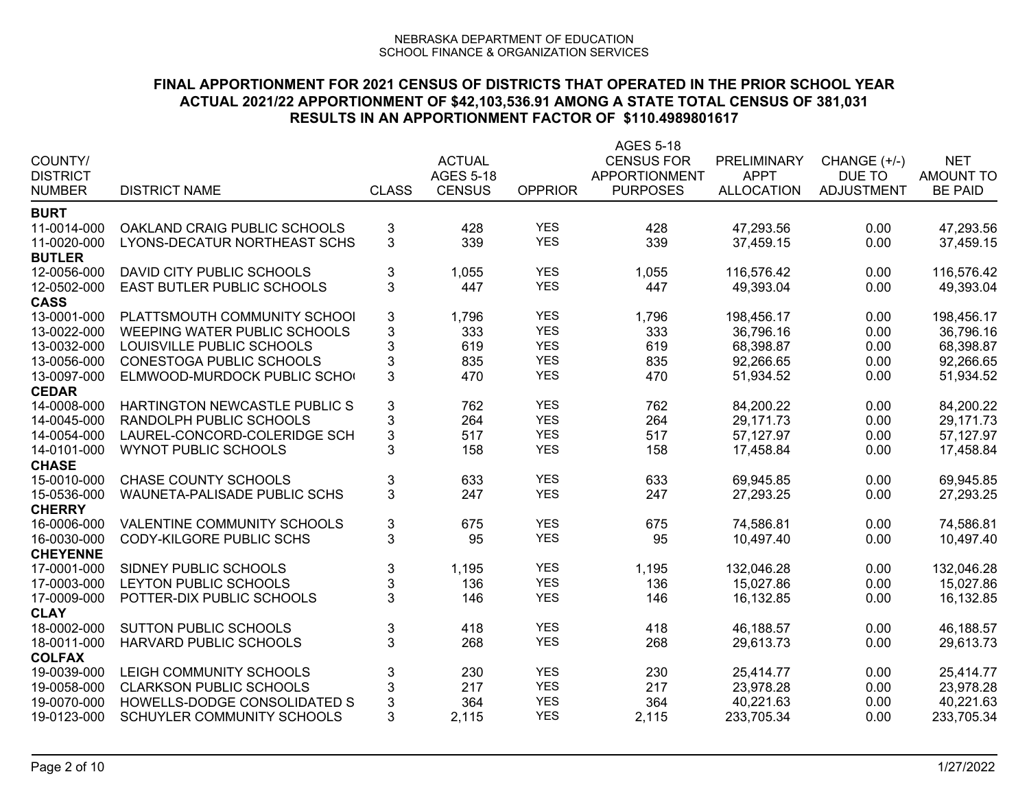NEBRASKA DEPARTMENT OF EDUCATION
SCHOOL FINANCE & ORGANIZATION SERVICES

**FINAL APPORTIONMENT FOR 2021 CENSUS OF DISTRICTS THAT OPERATED IN THE PRIOR SCHOOL YEAR**
**ACTUAL 2021/22 APPORTIONMENT OF $42,103,536.91 AMONG A STATE TOTAL CENSUS OF 381,031**
**RESULTS IN AN APPORTIONMENT FACTOR OF $110.4989801617**

| COUNTY/ DISTRICT NUMBER | DISTRICT NAME | CLASS | ACTUAL AGES 5-18 CENSUS | OPPRIOR | AGES 5-18 CENSUS FOR APPORTIONMENT PURPOSES | PRELIMINARY APPT ALLOCATION | CHANGE (+/-) DUE TO ADJUSTMENT | NET AMOUNT TO BE PAID |
|---|---|---|---|---|---|---|---|---|
| **BURT** | | | | | | | | |
| 11-0014-000 | OAKLAND CRAIG PUBLIC SCHOOLS | 3 | 428 | YES | 428 | 47,293.56 | 0.00 | 47,293.56 |
| 11-0020-000 | LYONS-DECATUR NORTHEAST SCHS | 3 | 339 | YES | 339 | 37,459.15 | 0.00 | 37,459.15 |
| **BUTLER** | | | | | | | | |
| 12-0056-000 | DAVID CITY PUBLIC SCHOOLS | 3 | 1,055 | YES | 1,055 | 116,576.42 | 0.00 | 116,576.42 |
| 12-0502-000 | EAST BUTLER PUBLIC SCHOOLS | 3 | 447 | YES | 447 | 49,393.04 | 0.00 | 49,393.04 |
| **CASS** | | | | | | | | |
| 13-0001-000 | PLATTSMOUTH COMMUNITY SCHOOI | 3 | 1,796 | YES | 1,796 | 198,456.17 | 0.00 | 198,456.17 |
| 13-0022-000 | WEEPING WATER PUBLIC SCHOOLS | 3 | 333 | YES | 333 | 36,796.16 | 0.00 | 36,796.16 |
| 13-0032-000 | LOUISVILLE PUBLIC SCHOOLS | 3 | 619 | YES | 619 | 68,398.87 | 0.00 | 68,398.87 |
| 13-0056-000 | CONESTOGA PUBLIC SCHOOLS | 3 | 835 | YES | 835 | 92,266.65 | 0.00 | 92,266.65 |
| 13-0097-000 | ELMWOOD-MURDOCK PUBLIC SCHO | 3 | 470 | YES | 470 | 51,934.52 | 0.00 | 51,934.52 |
| **CEDAR** | | | | | | | | |
| 14-0008-000 | HARTINGTON NEWCASTLE PUBLIC S | 3 | 762 | YES | 762 | 84,200.22 | 0.00 | 84,200.22 |
| 14-0045-000 | RANDOLPH PUBLIC SCHOOLS | 3 | 264 | YES | 264 | 29,171.73 | 0.00 | 29,171.73 |
| 14-0054-000 | LAUREL-CONCORD-COLERIDGE SCH | 3 | 517 | YES | 517 | 57,127.97 | 0.00 | 57,127.97 |
| 14-0101-000 | WYNOT PUBLIC SCHOOLS | 3 | 158 | YES | 158 | 17,458.84 | 0.00 | 17,458.84 |
| **CHASE** | | | | | | | | |
| 15-0010-000 | CHASE COUNTY SCHOOLS | 3 | 633 | YES | 633 | 69,945.85 | 0.00 | 69,945.85 |
| 15-0536-000 | WAUNETA-PALISADE PUBLIC SCHS | 3 | 247 | YES | 247 | 27,293.25 | 0.00 | 27,293.25 |
| **CHERRY** | | | | | | | | |
| 16-0006-000 | VALENTINE COMMUNITY SCHOOLS | 3 | 675 | YES | 675 | 74,586.81 | 0.00 | 74,586.81 |
| 16-0030-000 | CODY-KILGORE PUBLIC SCHS | 3 | 95 | YES | 95 | 10,497.40 | 0.00 | 10,497.40 |
| **CHEYENNE** | | | | | | | | |
| 17-0001-000 | SIDNEY PUBLIC SCHOOLS | 3 | 1,195 | YES | 1,195 | 132,046.28 | 0.00 | 132,046.28 |
| 17-0003-000 | LEYTON PUBLIC SCHOOLS | 3 | 136 | YES | 136 | 15,027.86 | 0.00 | 15,027.86 |
| 17-0009-000 | POTTER-DIX PUBLIC SCHOOLS | 3 | 146 | YES | 146 | 16,132.85 | 0.00 | 16,132.85 |
| **CLAY** | | | | | | | | |
| 18-0002-000 | SUTTON PUBLIC SCHOOLS | 3 | 418 | YES | 418 | 46,188.57 | 0.00 | 46,188.57 |
| 18-0011-000 | HARVARD PUBLIC SCHOOLS | 3 | 268 | YES | 268 | 29,613.73 | 0.00 | 29,613.73 |
| **COLFAX** | | | | | | | | |
| 19-0039-000 | LEIGH COMMUNITY SCHOOLS | 3 | 230 | YES | 230 | 25,414.77 | 0.00 | 25,414.77 |
| 19-0058-000 | CLARKSON PUBLIC SCHOOLS | 3 | 217 | YES | 217 | 23,978.28 | 0.00 | 23,978.28 |
| 19-0070-000 | HOWELLS-DODGE CONSOLIDATED S | 3 | 364 | YES | 364 | 40,221.63 | 0.00 | 40,221.63 |
| 19-0123-000 | SCHUYLER COMMUNITY SCHOOLS | 3 | 2,115 | YES | 2,115 | 233,705.34 | 0.00 | 233,705.34 |

1/27/2022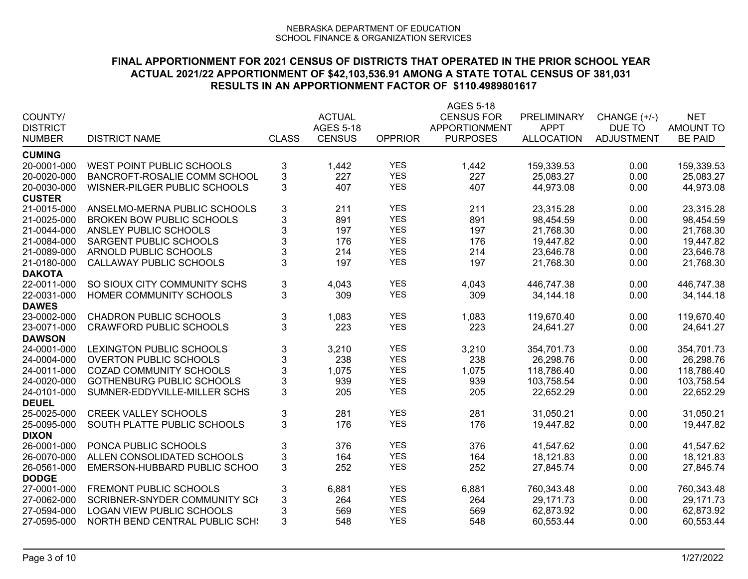NEBRASKA DEPARTMENT OF EDUCATION
SCHOOL FINANCE & ORGANIZATION SERVICES

## FINAL APPORTIONMENT FOR 2021 CENSUS OF DISTRICTS THAT OPERATED IN THE PRIOR SCHOOL YEAR
## ACTUAL 2021/22 APPORTIONMENT OF $42,103,536.91 AMONG A STATE TOTAL CENSUS OF 381,031
## RESULTS IN AN APPORTIONMENT FACTOR OF $110.4989801617

| COUNTY/ DISTRICT NUMBER | DISTRICT NAME | CLASS | ACTUAL AGES 5-18 CENSUS | OPPRIOR | AGES 5-18 CENSUS FOR APPORTIONMENT PURPOSES | PRELIMINARY APPT ALLOCATION | CHANGE (+/-) DUE TO ADJUSTMENT | NET AMOUNT TO BE PAID |
|---|---|---|---|---|---|---|---|---|
| **CUMING** | | | | | | | | |
| 20-0001-000 | WEST POINT PUBLIC SCHOOLS | 3 | 1,442 | YES | 1,442 | 159,339.53 | 0.00 | 159,339.53 |
| 20-0020-000 | BANCROFT-ROSALIE COMM SCHOOL | 3 | 227 | YES | 227 | 25,083.27 | 0.00 | 25,083.27 |
| 20-0030-000 | WISNER-PILGER PUBLIC SCHOOLS | 3 | 407 | YES | 407 | 44,973.08 | 0.00 | 44,973.08 |
| **CUSTER** | | | | | | | | |
| 21-0015-000 | ANSELMO-MERNA PUBLIC SCHOOLS | 3 | 211 | YES | 211 | 23,315.28 | 0.00 | 23,315.28 |
| 21-0025-000 | BROKEN BOW PUBLIC SCHOOLS | 3 | 891 | YES | 891 | 98,454.59 | 0.00 | 98,454.59 |
| 21-0044-000 | ANSLEY PUBLIC SCHOOLS | 3 | 197 | YES | 197 | 21,768.30 | 0.00 | 21,768.30 |
| 21-0084-000 | SARGENT PUBLIC SCHOOLS | 3 | 176 | YES | 176 | 19,447.82 | 0.00 | 19,447.82 |
| 21-0089-000 | ARNOLD PUBLIC SCHOOLS | 3 | 214 | YES | 214 | 23,646.78 | 0.00 | 23,646.78 |
| 21-0180-000 | CALLAWAY PUBLIC SCHOOLS | 3 | 197 | YES | 197 | 21,768.30 | 0.00 | 21,768.30 |
| **DAKOTA** | | | | | | | | |
| 22-0011-000 | SO SIOUX CITY COMMUNITY SCHS | 3 | 4,043 | YES | 4,043 | 446,747.38 | 0.00 | 446,747.38 |
| 22-0031-000 | HOMER COMMUNITY SCHOOLS | 3 | 309 | YES | 309 | 34,144.18 | 0.00 | 34,144.18 |
| **DAWES** | | | | | | | | |
| 23-0002-000 | CHADRON PUBLIC SCHOOLS | 3 | 1,083 | YES | 1,083 | 119,670.40 | 0.00 | 119,670.40 |
| 23-0071-000 | CRAWFORD PUBLIC SCHOOLS | 3 | 223 | YES | 223 | 24,641.27 | 0.00 | 24,641.27 |
| **DAWSON** | | | | | | | | |
| 24-0001-000 | LEXINGTON PUBLIC SCHOOLS | 3 | 3,210 | YES | 3,210 | 354,701.73 | 0.00 | 354,701.73 |
| 24-0004-000 | OVERTON PUBLIC SCHOOLS | 3 | 238 | YES | 238 | 26,298.76 | 0.00 | 26,298.76 |
| 24-0011-000 | COZAD COMMUNITY SCHOOLS | 3 | 1,075 | YES | 1,075 | 118,786.40 | 0.00 | 118,786.40 |
| 24-0020-000 | GOTHENBURG PUBLIC SCHOOLS | 3 | 939 | YES | 939 | 103,758.54 | 0.00 | 103,758.54 |
| 24-0101-000 | SUMNER-EDDYVILLE-MILLER SCHS | 3 | 205 | YES | 205 | 22,652.29 | 0.00 | 22,652.29 |
| **DEUEL** | | | | | | | | |
| 25-0025-000 | CREEK VALLEY SCHOOLS | 3 | 281 | YES | 281 | 31,050.21 | 0.00 | 31,050.21 |
| 25-0095-000 | SOUTH PLATTE PUBLIC SCHOOLS | 3 | 176 | YES | 176 | 19,447.82 | 0.00 | 19,447.82 |
| **DIXON** | | | | | | | | |
| 26-0001-000 | PONCA PUBLIC SCHOOLS | 3 | 376 | YES | 376 | 41,547.62 | 0.00 | 41,547.62 |
| 26-0070-000 | ALLEN CONSOLIDATED SCHOOLS | 3 | 164 | YES | 164 | 18,121.83 | 0.00 | 18,121.83 |
| 26-0561-000 | EMERSON-HUBBARD PUBLIC SCHOO | 3 | 252 | YES | 252 | 27,845.74 | 0.00 | 27,845.74 |
| **DODGE** | | | | | | | | |
| 27-0001-000 | FREMONT PUBLIC SCHOOLS | 3 | 6,881 | YES | 6,881 | 760,343.48 | 0.00 | 760,343.48 |
| 27-0062-000 | SCRIBNER-SNYDER COMMUNITY SCI | 3 | 264 | YES | 264 | 29,171.73 | 0.00 | 29,171.73 |
| 27-0594-000 | LOGAN VIEW PUBLIC SCHOOLS | 3 | 569 | YES | 569 | 62,873.92 | 0.00 | 62,873.92 |
| 27-0595-000 | NORTH BEND CENTRAL PUBLIC SCH | 3 | 548 | YES | 548 | 60,553.44 | 0.00 | 60,553.44 |

1/27/2022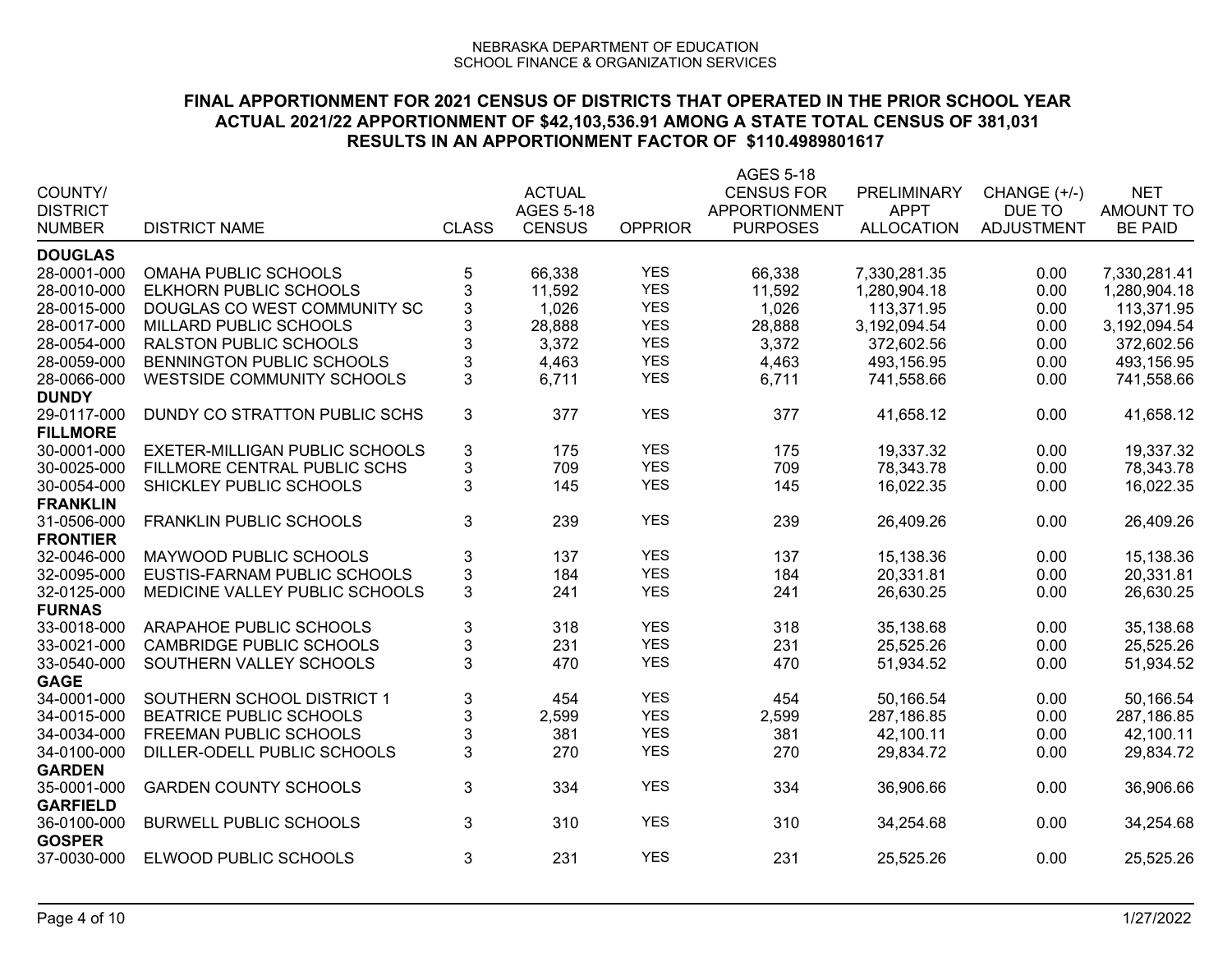NEBRASKA DEPARTMENT OF EDUCATION
SCHOOL FINANCE & ORGANIZATION SERVICES

## FINAL APPORTIONMENT FOR 2021 CENSUS OF DISTRICTS THAT OPERATED IN THE PRIOR SCHOOL YEAR
## ACTUAL 2021/22 APPORTIONMENT OF $42,103,536.91 AMONG A STATE TOTAL CENSUS OF 381,031
## RESULTS IN AN APPORTIONMENT FACTOR OF $110.4989801617

| COUNTY/ DISTRICT NUMBER | DISTRICT NAME | CLASS | ACTUAL AGES 5-18 CENSUS | OPPRIOR | AGES 5-18 CENSUS FOR APPORTIONMENT PURPOSES | PRELIMINARY APPT ALLOCATION | CHANGE (+/-) DUE TO ADJUSTMENT | NET AMOUNT TO BE PAID |
|---|---|---|---|---|---|---|---|---|
| **DOUGLAS** | | | | | | | | |
| 28-0001-000 | OMAHA PUBLIC SCHOOLS | 5 | 66,338 | YES | 66,338 | 7,330,281.35 | 0.00 | 7,330,281.41 |
| 28-0010-000 | ELKHORN PUBLIC SCHOOLS | 3 | 11,592 | YES | 11,592 | 1,280,904.18 | 0.00 | 1,280,904.18 |
| 28-0015-000 | DOUGLAS CO WEST COMMUNITY SC | 3 | 1,026 | YES | 1,026 | 113,371.95 | 0.00 | 113,371.95 |
| 28-0017-000 | MILLARD PUBLIC SCHOOLS | 3 | 28,888 | YES | 28,888 | 3,192,094.54 | 0.00 | 3,192,094.54 |
| 28-0054-000 | RALSTON PUBLIC SCHOOLS | 3 | 3,372 | YES | 3,372 | 372,602.56 | 0.00 | 372,602.56 |
| 28-0059-000 | BENNINGTON PUBLIC SCHOOLS | 3 | 4,463 | YES | 4,463 | 493,156.95 | 0.00 | 493,156.95 |
| 28-0066-000 | WESTSIDE COMMUNITY SCHOOLS | 3 | 6,711 | YES | 6,711 | 741,558.66 | 0.00 | 741,558.66 |
| **DUNDY** | | | | | | | | |
| 29-0117-000 | DUNDY CO STRATTON PUBLIC SCHS | 3 | 377 | YES | 377 | 41,658.12 | 0.00 | 41,658.12 |
| **FILLMORE** | | | | | | | | |
| 30-0001-000 | EXETER-MILLIGAN PUBLIC SCHOOLS | 3 | 175 | YES | 175 | 19,337.32 | 0.00 | 19,337.32 |
| 30-0025-000 | FILLMORE CENTRAL PUBLIC SCHS | 3 | 709 | YES | 709 | 78,343.78 | 0.00 | 78,343.78 |
| 30-0054-000 | SHICKLEY PUBLIC SCHOOLS | 3 | 145 | YES | 145 | 16,022.35 | 0.00 | 16,022.35 |
| **FRANKLIN** | | | | | | | | |
| 31-0506-000 | FRANKLIN PUBLIC SCHOOLS | 3 | 239 | YES | 239 | 26,409.26 | 0.00 | 26,409.26 |
| **FRONTIER** | | | | | | | | |
| 32-0046-000 | MAYWOOD PUBLIC SCHOOLS | 3 | 137 | YES | 137 | 15,138.36 | 0.00 | 15,138.36 |
| 32-0095-000 | EUSTIS-FARNAM PUBLIC SCHOOLS | 3 | 184 | YES | 184 | 20,331.81 | 0.00 | 20,331.81 |
| 32-0125-000 | MEDICINE VALLEY PUBLIC SCHOOLS | 3 | 241 | YES | 241 | 26,630.25 | 0.00 | 26,630.25 |
| **FURNAS** | | | | | | | | |
| 33-0018-000 | ARAPAHOE PUBLIC SCHOOLS | 3 | 318 | YES | 318 | 35,138.68 | 0.00 | 35,138.68 |
| 33-0021-000 | CAMBRIDGE PUBLIC SCHOOLS | 3 | 231 | YES | 231 | 25,525.26 | 0.00 | 25,525.26 |
| 33-0540-000 | SOUTHERN VALLEY SCHOOLS | 3 | 470 | YES | 470 | 51,934.52 | 0.00 | 51,934.52 |
| **GAGE** | | | | | | | | |
| 34-0001-000 | SOUTHERN SCHOOL DISTRICT 1 | 3 | 454 | YES | 454 | 50,166.54 | 0.00 | 50,166.54 |
| 34-0015-000 | BEATRICE PUBLIC SCHOOLS | 3 | 2,599 | YES | 2,599 | 287,186.85 | 0.00 | 287,186.85 |
| 34-0034-000 | FREEMAN PUBLIC SCHOOLS | 3 | 381 | YES | 381 | 42,100.11 | 0.00 | 42,100.11 |
| 34-0100-000 | DILLER-ODELL PUBLIC SCHOOLS | 3 | 270 | YES | 270 | 29,834.72 | 0.00 | 29,834.72 |
| **GARDEN** | | | | | | | | |
| 35-0001-000 | GARDEN COUNTY SCHOOLS | 3 | 334 | YES | 334 | 36,906.66 | 0.00 | 36,906.66 |
| **GARFIELD** | | | | | | | | |
| 36-0100-000 | BURWELL PUBLIC SCHOOLS | 3 | 310 | YES | 310 | 34,254.68 | 0.00 | 34,254.68 |
| **GOSPER** | | | | | | | | |
| 37-0030-000 | ELWOOD PUBLIC SCHOOLS | 3 | 231 | YES | 231 | 25,525.26 | 0.00 | 25,525.26 |

1/27/2022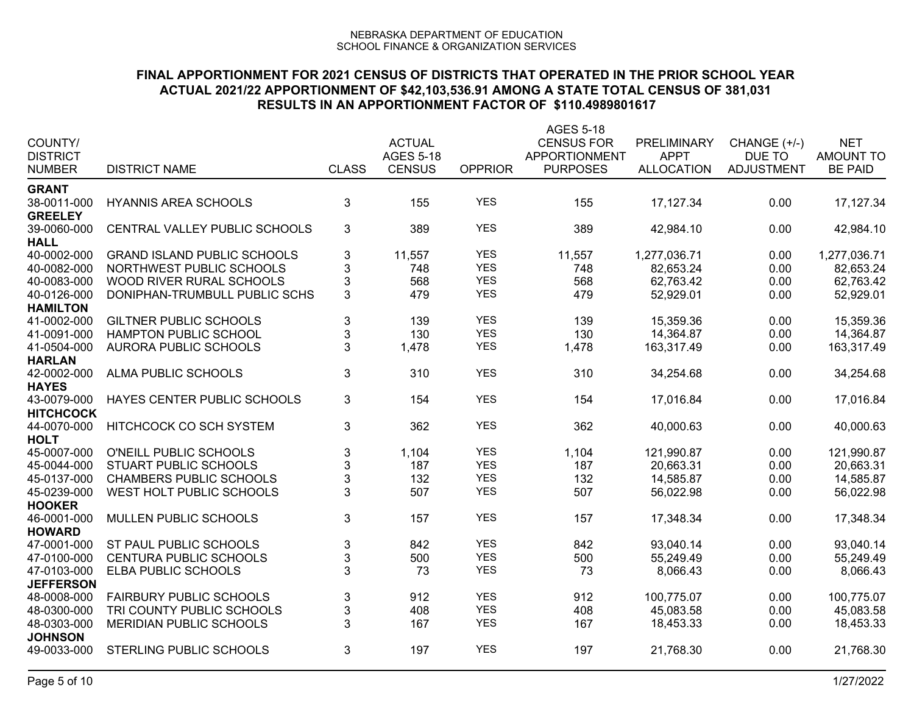NEBRASKA DEPARTMENT OF EDUCATION
SCHOOL FINANCE & ORGANIZATION SERVICES

## FINAL APPORTIONMENT FOR 2021 CENSUS OF DISTRICTS THAT OPERATED IN THE PRIOR SCHOOL YEAR
## ACTUAL 2021/22 APPORTIONMENT OF $42,103,536.91 AMONG A STATE TOTAL CENSUS OF 381,031
## RESULTS IN AN APPORTIONMENT FACTOR OF $110.4989801617

| COUNTY/ DISTRICT NUMBER | DISTRICT NAME | CLASS | ACTUAL AGES 5-18 CENSUS | OPPRIOR | AGES 5-18 CENSUS FOR APPORTIONMENT PURPOSES | PRELIMINARY APPT ALLOCATION | CHANGE (+/-) DUE TO ADJUSTMENT | NET AMOUNT TO BE PAID |
|---|---|---|---|---|---|---|---|---|
| **GRANT** | | | | | | | | |
| 38-0011-000 | HYANNIS AREA SCHOOLS | 3 | 155 | YES | 155 | 17,127.34 | 0.00 | 17,127.34 |
| **GREELEY** | | | | | | | | |
| 39-0060-000 | CENTRAL VALLEY PUBLIC SCHOOLS | 3 | 389 | YES | 389 | 42,984.10 | 0.00 | 42,984.10 |
| **HALL** | | | | | | | | |
| 40-0002-000 | GRAND ISLAND PUBLIC SCHOOLS | 3 | 11,557 | YES | 11,557 | 1,277,036.71 | 0.00 | 1,277,036.71 |
| 40-0082-000 | NORTHWEST PUBLIC SCHOOLS | 3 | 748 | YES | 748 | 82,653.24 | 0.00 | 82,653.24 |
| 40-0083-000 | WOOD RIVER RURAL SCHOOLS | 3 | 568 | YES | 568 | 62,763.42 | 0.00 | 62,763.42 |
| 40-0126-000 | DONIPHAN-TRUMBULL PUBLIC SCHS | 3 | 479 | YES | 479 | 52,929.01 | 0.00 | 52,929.01 |
| **HAMILTON** | | | | | | | | |
| 41-0002-000 | GILTNER PUBLIC SCHOOLS | 3 | 139 | YES | 139 | 15,359.36 | 0.00 | 15,359.36 |
| 41-0091-000 | HAMPTON PUBLIC SCHOOL | 3 | 130 | YES | 130 | 14,364.87 | 0.00 | 14,364.87 |
| 41-0504-000 | AURORA PUBLIC SCHOOLS | 3 | 1,478 | YES | 1,478 | 163,317.49 | 0.00 | 163,317.49 |
| **HARLAN** | | | | | | | | |
| 42-0002-000 | ALMA PUBLIC SCHOOLS | 3 | 310 | YES | 310 | 34,254.68 | 0.00 | 34,254.68 |
| **HAYES** | | | | | | | | |
| 43-0079-000 | HAYES CENTER PUBLIC SCHOOLS | 3 | 154 | YES | 154 | 17,016.84 | 0.00 | 17,016.84 |
| **HITCHCOCK** | | | | | | | | |
| 44-0070-000 | HITCHCOCK CO SCH SYSTEM | 3 | 362 | YES | 362 | 40,000.63 | 0.00 | 40,000.63 |
| **HOLT** | | | | | | | | |
| 45-0007-000 | O'NEILL PUBLIC SCHOOLS | 3 | 1,104 | YES | 1,104 | 121,990.87 | 0.00 | 121,990.87 |
| 45-0044-000 | STUART PUBLIC SCHOOLS | 3 | 187 | YES | 187 | 20,663.31 | 0.00 | 20,663.31 |
| 45-0137-000 | CHAMBERS PUBLIC SCHOOLS | 3 | 132 | YES | 132 | 14,585.87 | 0.00 | 14,585.87 |
| 45-0239-000 | WEST HOLT PUBLIC SCHOOLS | 3 | 507 | YES | 507 | 56,022.98 | 0.00 | 56,022.98 |
| **HOOKER** | | | | | | | | |
| 46-0001-000 | MULLEN PUBLIC SCHOOLS | 3 | 157 | YES | 157 | 17,348.34 | 0.00 | 17,348.34 |
| **HOWARD** | | | | | | | | |
| 47-0001-000 | ST PAUL PUBLIC SCHOOLS | 3 | 842 | YES | 842 | 93,040.14 | 0.00 | 93,040.14 |
| 47-0100-000 | CENTURA PUBLIC SCHOOLS | 3 | 500 | YES | 500 | 55,249.49 | 0.00 | 55,249.49 |
| 47-0103-000 | ELBA PUBLIC SCHOOLS | 3 | 73 | YES | 73 | 8,066.43 | 0.00 | 8,066.43 |
| **JEFFERSON** | | | | | | | | |
| 48-0008-000 | FAIRBURY PUBLIC SCHOOLS | 3 | 912 | YES | 912 | 100,775.07 | 0.00 | 100,775.07 |
| 48-0300-000 | TRI COUNTY PUBLIC SCHOOLS | 3 | 408 | YES | 408 | 45,083.58 | 0.00 | 45,083.58 |
| 48-0303-000 | MERIDIAN PUBLIC SCHOOLS | 3 | 167 | YES | 167 | 18,453.33 | 0.00 | 18,453.33 |
| **JOHNSON** | | | | | | | | |
| 49-0033-000 | STERLING PUBLIC SCHOOLS | 3 | 197 | YES | 197 | 21,768.30 | 0.00 | 21,768.30 |

1/27/2022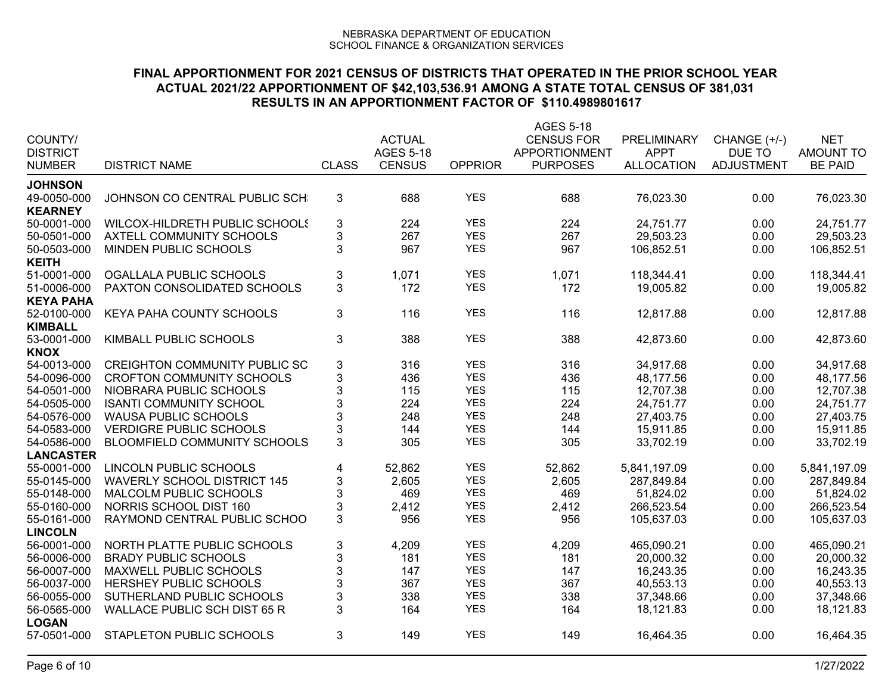NEBRASKA DEPARTMENT OF EDUCATION
SCHOOL FINANCE & ORGANIZATION SERVICES

**FINAL APPORTIONMENT FOR 2021 CENSUS OF DISTRICTS THAT OPERATED IN THE PRIOR SCHOOL YEAR**
**ACTUAL 2021/22 APPORTIONMENT OF $42,103,536.91 AMONG A STATE TOTAL CENSUS OF 381,031**
**RESULTS IN AN APPORTIONMENT FACTOR OF $110.4989801617**

| COUNTY/ DISTRICT NUMBER | DISTRICT NAME | CLASS | ACTUAL AGES 5-18 CENSUS | OPPRIOR | AGES 5-18 CENSUS FOR APPORTIONMENT PURPOSES | PRELIMINARY APPT ALLOCATION | CHANGE (+/-) DUE TO ADJUSTMENT | NET AMOUNT TO BE PAID |
|---|---|---|---|---|---|---|---|---|
| **JOHNSON** | | | | | | | | |
| 49-0050-000 | JOHNSON CO CENTRAL PUBLIC SCH | 3 | 688 | YES | 688 | 76,023.30 | 0.00 | 76,023.30 |
| **KEARNEY** | | | | | | | | |
| 50-0001-000 | WILCOX-HILDRETH PUBLIC SCHOOLS | 3 | 224 | YES | 224 | 24,751.77 | 0.00 | 24,751.77 |
| 50-0501-000 | AXTELL COMMUNITY SCHOOLS | 3 | 267 | YES | 267 | 29,503.23 | 0.00 | 29,503.23 |
| 50-0503-000 | MINDEN PUBLIC SCHOOLS | 3 | 967 | YES | 967 | 106,852.51 | 0.00 | 106,852.51 |
| **KEITH** | | | | | | | | |
| 51-0001-000 | OGALLALA PUBLIC SCHOOLS | 3 | 1,071 | YES | 1,071 | 118,344.41 | 0.00 | 118,344.41 |
| 51-0006-000 | PAXTON CONSOLIDATED SCHOOLS | 3 | 172 | YES | 172 | 19,005.82 | 0.00 | 19,005.82 |
| **KEYA PAHA** | | | | | | | | |
| 52-0100-000 | KEYA PAHA COUNTY SCHOOLS | 3 | 116 | YES | 116 | 12,817.88 | 0.00 | 12,817.88 |
| **KIMBALL** | | | | | | | | |
| 53-0001-000 | KIMBALL PUBLIC SCHOOLS | 3 | 388 | YES | 388 | 42,873.60 | 0.00 | 42,873.60 |
| **KNOX** | | | | | | | | |
| 54-0013-000 | CREIGHTON COMMUNITY PUBLIC SC | 3 | 316 | YES | 316 | 34,917.68 | 0.00 | 34,917.68 |
| 54-0096-000 | CROFTON COMMUNITY SCHOOLS | 3 | 436 | YES | 436 | 48,177.56 | 0.00 | 48,177.56 |
| 54-0501-000 | NIOBRARA PUBLIC SCHOOLS | 3 | 115 | YES | 115 | 12,707.38 | 0.00 | 12,707.38 |
| 54-0505-000 | ISANTI COMMUNITY SCHOOL | 3 | 224 | YES | 224 | 24,751.77 | 0.00 | 24,751.77 |
| 54-0576-000 | WAUSA PUBLIC SCHOOLS | 3 | 248 | YES | 248 | 27,403.75 | 0.00 | 27,403.75 |
| 54-0583-000 | VERDIGRE PUBLIC SCHOOLS | 3 | 144 | YES | 144 | 15,911.85 | 0.00 | 15,911.85 |
| 54-0586-000 | BLOOMFIELD COMMUNITY SCHOOLS | 3 | 305 | YES | 305 | 33,702.19 | 0.00 | 33,702.19 |
| **LANCASTER** | | | | | | | | |
| 55-0001-000 | LINCOLN PUBLIC SCHOOLS | 4 | 52,862 | YES | 52,862 | 5,841,197.09 | 0.00 | 5,841,197.09 |
| 55-0145-000 | WAVERLY SCHOOL DISTRICT 145 | 3 | 2,605 | YES | 2,605 | 287,849.84 | 0.00 | 287,849.84 |
| 55-0148-000 | MALCOLM PUBLIC SCHOOLS | 3 | 469 | YES | 469 | 51,824.02 | 0.00 | 51,824.02 |
| 55-0160-000 | NORRIS SCHOOL DIST 160 | 3 | 2,412 | YES | 2,412 | 266,523.54 | 0.00 | 266,523.54 |
| 55-0161-000 | RAYMOND CENTRAL PUBLIC SCHOO | 3 | 956 | YES | 956 | 105,637.03 | 0.00 | 105,637.03 |
| **LINCOLN** | | | | | | | | |
| 56-0001-000 | NORTH PLATTE PUBLIC SCHOOLS | 3 | 4,209 | YES | 4,209 | 465,090.21 | 0.00 | 465,090.21 |
| 56-0006-000 | BRADY PUBLIC SCHOOLS | 3 | 181 | YES | 181 | 20,000.32 | 0.00 | 20,000.32 |
| 56-0007-000 | MAXWELL PUBLIC SCHOOLS | 3 | 147 | YES | 147 | 16,243.35 | 0.00 | 16,243.35 |
| 56-0037-000 | HERSHEY PUBLIC SCHOOLS | 3 | 367 | YES | 367 | 40,553.13 | 0.00 | 40,553.13 |
| 56-0055-000 | SUTHERLAND PUBLIC SCHOOLS | 3 | 338 | YES | 338 | 37,348.66 | 0.00 | 37,348.66 |
| 56-0565-000 | WALLACE PUBLIC SCH DIST 65 R | 3 | 164 | YES | 164 | 18,121.83 | 0.00 | 18,121.83 |
| **LOGAN** | | | | | | | | |
| 57-0501-000 | STAPLETON PUBLIC SCHOOLS | 3 | 149 | YES | 149 | 16,464.35 | 0.00 | 16,464.35 |

1/27/2022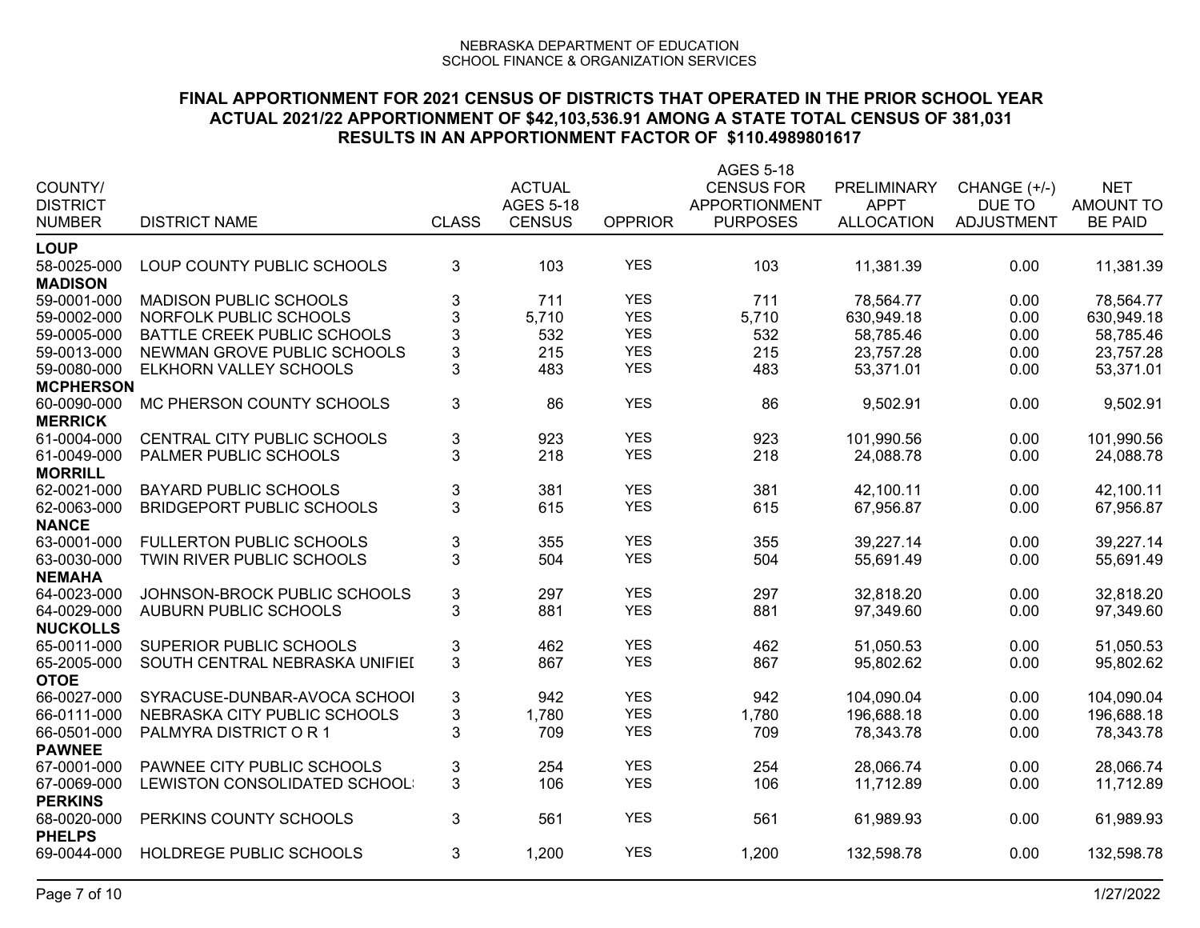NEBRASKA DEPARTMENT OF EDUCATION
SCHOOL FINANCE & ORGANIZATION SERVICES

## FINAL APPORTIONMENT FOR 2021 CENSUS OF DISTRICTS THAT OPERATED IN THE PRIOR SCHOOL YEAR
## ACTUAL 2021/22 APPORTIONMENT OF $42,103,536.91 AMONG A STATE TOTAL CENSUS OF 381,031
## RESULTS IN AN APPORTIONMENT FACTOR OF $110.4989801617

| COUNTY/ DISTRICT NUMBER | DISTRICT NAME | CLASS | ACTUAL AGES 5-18 CENSUS | OPPRIOR | AGES 5-18 CENSUS FOR APPORTIONMENT PURPOSES | PRELIMINARY APPT ALLOCATION | CHANGE (+/-) DUE TO ADJUSTMENT | NET AMOUNT TO BE PAID |
|---|---|---|---|---|---|---|---|---|
| **LOUP** | | | | | | | | |
| 58-0025-000 | LOUP COUNTY PUBLIC SCHOOLS | 3 | 103 | YES | 103 | 11,381.39 | 0.00 | 11,381.39 |
| **MADISON** | | | | | | | | |
| 59-0001-000 | MADISON PUBLIC SCHOOLS | 3 | 711 | YES | 711 | 78,564.77 | 0.00 | 78,564.77 |
| 59-0002-000 | NORFOLK PUBLIC SCHOOLS | 3 | 5,710 | YES | 5,710 | 630,949.18 | 0.00 | 630,949.18 |
| 59-0005-000 | BATTLE CREEK PUBLIC SCHOOLS | 3 | 532 | YES | 532 | 58,785.46 | 0.00 | 58,785.46 |
| 59-0013-000 | NEWMAN GROVE PUBLIC SCHOOLS | 3 | 215 | YES | 215 | 23,757.28 | 0.00 | 23,757.28 |
| 59-0080-000 | ELKHORN VALLEY SCHOOLS | 3 | 483 | YES | 483 | 53,371.01 | 0.00 | 53,371.01 |
| **MCPHERSON** | | | | | | | | |
| 60-0090-000 | MC PHERSON COUNTY SCHOOLS | 3 | 86 | YES | 86 | 9,502.91 | 0.00 | 9,502.91 |
| **MERRICK** | | | | | | | | |
| 61-0004-000 | CENTRAL CITY PUBLIC SCHOOLS | 3 | 923 | YES | 923 | 101,990.56 | 0.00 | 101,990.56 |
| 61-0049-000 | PALMER PUBLIC SCHOOLS | 3 | 218 | YES | 218 | 24,088.78 | 0.00 | 24,088.78 |
| **MORRILL** | | | | | | | | |
| 62-0021-000 | BAYARD PUBLIC SCHOOLS | 3 | 381 | YES | 381 | 42,100.11 | 0.00 | 42,100.11 |
| 62-0063-000 | BRIDGEPORT PUBLIC SCHOOLS | 3 | 615 | YES | 615 | 67,956.87 | 0.00 | 67,956.87 |
| **NANCE** | | | | | | | | |
| 63-0001-000 | FULLERTON PUBLIC SCHOOLS | 3 | 355 | YES | 355 | 39,227.14 | 0.00 | 39,227.14 |
| 63-0030-000 | TWIN RIVER PUBLIC SCHOOLS | 3 | 504 | YES | 504 | 55,691.49 | 0.00 | 55,691.49 |
| **NEMAHA** | | | | | | | | |
| 64-0023-000 | JOHNSON-BROCK PUBLIC SCHOOLS | 3 | 297 | YES | 297 | 32,818.20 | 0.00 | 32,818.20 |
| 64-0029-000 | AUBURN PUBLIC SCHOOLS | 3 | 881 | YES | 881 | 97,349.60 | 0.00 | 97,349.60 |
| **NUCKOLLS** | | | | | | | | |
| 65-0011-000 | SUPERIOR PUBLIC SCHOOLS | 3 | 462 | YES | 462 | 51,050.53 | 0.00 | 51,050.53 |
| 65-2005-000 | SOUTH CENTRAL NEBRASKA UNIFIEI | 3 | 867 | YES | 867 | 95,802.62 | 0.00 | 95,802.62 |
| **OTOE** | | | | | | | | |
| 66-0027-000 | SYRACUSE-DUNBAR-AVOCA SCHOOI | 3 | 942 | YES | 942 | 104,090.04 | 0.00 | 104,090.04 |
| 66-0111-000 | NEBRASKA CITY PUBLIC SCHOOLS | 3 | 1,780 | YES | 1,780 | 196,688.18 | 0.00 | 196,688.18 |
| 66-0501-000 | PALMYRA DISTRICT O R 1 | 3 | 709 | YES | 709 | 78,343.78 | 0.00 | 78,343.78 |
| **PAWNEE** | | | | | | | | |
| 67-0001-000 | PAWNEE CITY PUBLIC SCHOOLS | 3 | 254 | YES | 254 | 28,066.74 | 0.00 | 28,066.74 |
| 67-0069-000 | LEWISTON CONSOLIDATED SCHOOL: | 3 | 106 | YES | 106 | 11,712.89 | 0.00 | 11,712.89 |
| **PERKINS** | | | | | | | | |
| 68-0020-000 | PERKINS COUNTY SCHOOLS | 3 | 561 | YES | 561 | 61,989.93 | 0.00 | 61,989.93 |
| **PHELPS** | | | | | | | | |
| 69-0044-000 | HOLDREGE PUBLIC SCHOOLS | 3 | 1,200 | YES | 1,200 | 132,598.78 | 0.00 | 132,598.78 |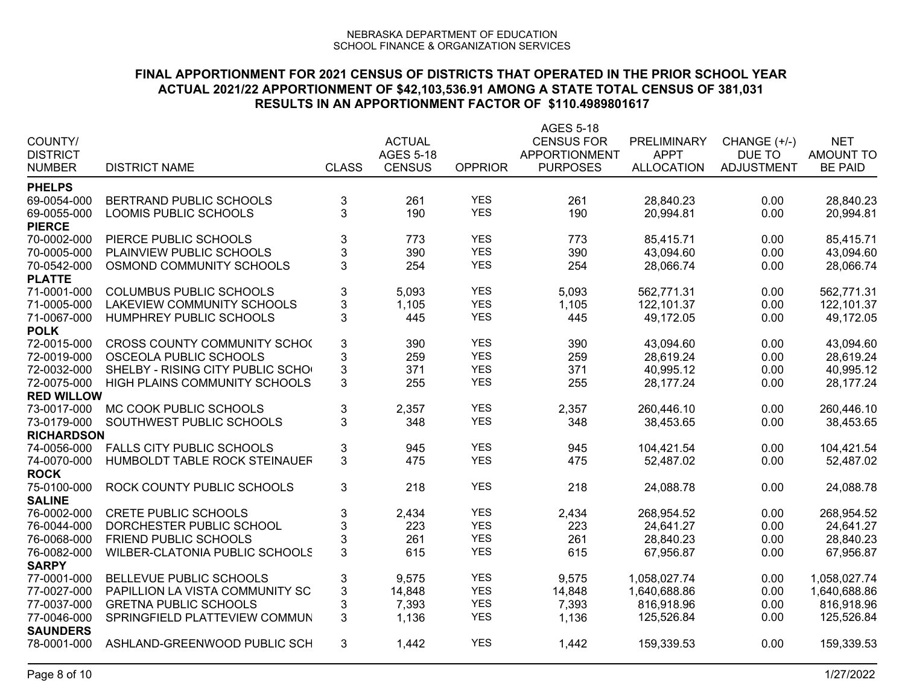NEBRASKA DEPARTMENT OF EDUCATION
SCHOOL FINANCE & ORGANIZATION SERVICES

## FINAL APPORTIONMENT FOR 2021 CENSUS OF DISTRICTS THAT OPERATED IN THE PRIOR SCHOOL YEAR
## ACTUAL 2021/22 APPORTIONMENT OF $42,103,536.91 AMONG A STATE TOTAL CENSUS OF 381,031
## RESULTS IN AN APPORTIONMENT FACTOR OF $110.4989801617

| COUNTY/ DISTRICT NUMBER | DISTRICT NAME | CLASS | ACTUAL AGES 5-18 CENSUS | OPPRIOR | AGES 5-18 CENSUS FOR APPORTIONMENT PURPOSES | PRELIMINARY APPT ALLOCATION | CHANGE (+/-) DUE TO ADJUSTMENT | NET AMOUNT TO BE PAID |
|---|---|---|---|---|---|---|---|---|
| **PHELPS** | | | | | | | | |
| 69-0054-000 | BERTRAND PUBLIC SCHOOLS | 3 | 261 | YES | 261 | 28,840.23 | 0.00 | 28,840.23 |
| 69-0055-000 | LOOMIS PUBLIC SCHOOLS | 3 | 190 | YES | 190 | 20,994.81 | 0.00 | 20,994.81 |
| **PIERCE** | | | | | | | | |
| 70-0002-000 | PIERCE PUBLIC SCHOOLS | 3 | 773 | YES | 773 | 85,415.71 | 0.00 | 85,415.71 |
| 70-0005-000 | PLAINVIEW PUBLIC SCHOOLS | 3 | 390 | YES | 390 | 43,094.60 | 0.00 | 43,094.60 |
| 70-0542-000 | OSMOND COMMUNITY SCHOOLS | 3 | 254 | YES | 254 | 28,066.74 | 0.00 | 28,066.74 |
| **PLATTE** | | | | | | | | |
| 71-0001-000 | COLUMBUS PUBLIC SCHOOLS | 3 | 5,093 | YES | 5,093 | 562,771.31 | 0.00 | 562,771.31 |
| 71-0005-000 | LAKEVIEW COMMUNITY SCHOOLS | 3 | 1,105 | YES | 1,105 | 122,101.37 | 0.00 | 122,101.37 |
| 71-0067-000 | HUMPHREY PUBLIC SCHOOLS | 3 | 445 | YES | 445 | 49,172.05 | 0.00 | 49,172.05 |
| **POLK** | | | | | | | | |
| 72-0015-000 | CROSS COUNTY COMMUNITY SCHOO | 3 | 390 | YES | 390 | 43,094.60 | 0.00 | 43,094.60 |
| 72-0019-000 | OSCEOLA PUBLIC SCHOOLS | 3 | 259 | YES | 259 | 28,619.24 | 0.00 | 28,619.24 |
| 72-0032-000 | SHELBY - RISING CITY PUBLIC SCHO | 3 | 371 | YES | 371 | 40,995.12 | 0.00 | 40,995.12 |
| 72-0075-000 | HIGH PLAINS COMMUNITY SCHOOLS | 3 | 255 | YES | 255 | 28,177.24 | 0.00 | 28,177.24 |
| **RED WILLOW** | | | | | | | | |
| 73-0017-000 | MC COOK PUBLIC SCHOOLS | 3 | 2,357 | YES | 2,357 | 260,446.10 | 0.00 | 260,446.10 |
| 73-0179-000 | SOUTHWEST PUBLIC SCHOOLS | 3 | 348 | YES | 348 | 38,453.65 | 0.00 | 38,453.65 |
| **RICHARDSON** | | | | | | | | |
| 74-0056-000 | FALLS CITY PUBLIC SCHOOLS | 3 | 945 | YES | 945 | 104,421.54 | 0.00 | 104,421.54 |
| 74-0070-000 | HUMBOLDT TABLE ROCK STEINAUER | 3 | 475 | YES | 475 | 52,487.02 | 0.00 | 52,487.02 |
| **ROCK** | | | | | | | | |
| 75-0100-000 | ROCK COUNTY PUBLIC SCHOOLS | 3 | 218 | YES | 218 | 24,088.78 | 0.00 | 24,088.78 |
| **SALINE** | | | | | | | | |
| 76-0002-000 | CRETE PUBLIC SCHOOLS | 3 | 2,434 | YES | 2,434 | 268,954.52 | 0.00 | 268,954.52 |
| 76-0044-000 | DORCHESTER PUBLIC SCHOOL | 3 | 223 | YES | 223 | 24,641.27 | 0.00 | 24,641.27 |
| 76-0068-000 | FRIEND PUBLIC SCHOOLS | 3 | 261 | YES | 261 | 28,840.23 | 0.00 | 28,840.23 |
| 76-0082-000 | WILBER-CLATONIA PUBLIC SCHOOLS | 3 | 615 | YES | 615 | 67,956.87 | 0.00 | 67,956.87 |
| **SARPY** | | | | | | | | |
| 77-0001-000 | BELLEVUE PUBLIC SCHOOLS | 3 | 9,575 | YES | 9,575 | 1,058,027.74 | 0.00 | 1,058,027.74 |
| 77-0027-000 | PAPILLION LA VISTA COMMUNITY SC | 3 | 14,848 | YES | 14,848 | 1,640,688.86 | 0.00 | 1,640,688.86 |
| 77-0037-000 | GRETNA PUBLIC SCHOOLS | 3 | 7,393 | YES | 7,393 | 816,918.96 | 0.00 | 816,918.96 |
| 77-0046-000 | SPRINGFIELD PLATTEVIEW COMMUN | 3 | 1,136 | YES | 1,136 | 125,526.84 | 0.00 | 125,526.84 |
| **SAUNDERS** | | | | | | | | |
| 78-0001-000 | ASHLAND-GREENWOOD PUBLIC SCH | 3 | 1,442 | YES | 1,442 | 159,339.53 | 0.00 | 159,339.53 |

1/27/2022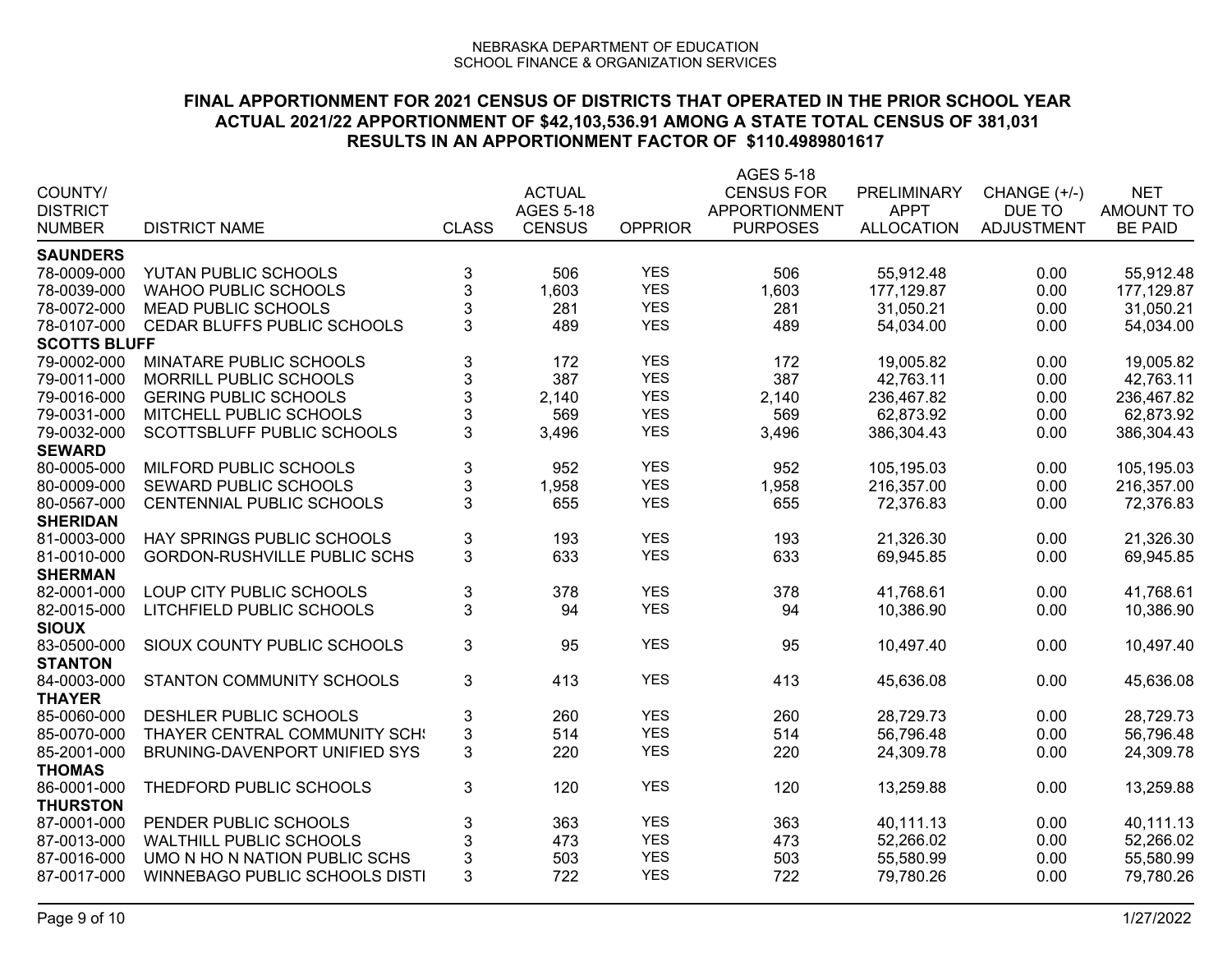NEBRASKA DEPARTMENT OF EDUCATION
SCHOOL FINANCE & ORGANIZATION SERVICES

## FINAL APPORTIONMENT FOR 2021 CENSUS OF DISTRICTS THAT OPERATED IN THE PRIOR SCHOOL YEAR
## ACTUAL 2021/22 APPORTIONMENT OF $42,103,536.91 AMONG A STATE TOTAL CENSUS OF 381,031
## RESULTS IN AN APPORTIONMENT FACTOR OF $110.4989801617

| COUNTY/ DISTRICT NUMBER | DISTRICT NAME | CLASS | ACTUAL AGES 5-18 CENSUS | OPPRIOR | AGES 5-18 CENSUS FOR APPORTIONMENT PURPOSES | PRELIMINARY APPT ALLOCATION | CHANGE (+/-) DUE TO ADJUSTMENT | NET AMOUNT TO BE PAID |
|---|---|---|---|---|---|---|---|---|
| **SAUNDERS** | | | | | | | | |
| 78-0009-000 | YUTAN PUBLIC SCHOOLS | 3 | 506 | YES | 506 | 55,912.48 | 0.00 | 55,912.48 |
| 78-0039-000 | WAHOO PUBLIC SCHOOLS | 3 | 1,603 | YES | 1,603 | 177,129.87 | 0.00 | 177,129.87 |
| 78-0072-000 | MEAD PUBLIC SCHOOLS | 3 | 281 | YES | 281 | 31,050.21 | 0.00 | 31,050.21 |
| 78-0107-000 | CEDAR BLUFFS PUBLIC SCHOOLS | 3 | 489 | YES | 489 | 54,034.00 | 0.00 | 54,034.00 |
| **SCOTTS BLUFF** | | | | | | | | |
| 79-0002-000 | MINATARE PUBLIC SCHOOLS | 3 | 172 | YES | 172 | 19,005.82 | 0.00 | 19,005.82 |
| 79-0011-000 | MORRILL PUBLIC SCHOOLS | 3 | 387 | YES | 387 | 42,763.11 | 0.00 | 42,763.11 |
| 79-0016-000 | GERING PUBLIC SCHOOLS | 3 | 2,140 | YES | 2,140 | 236,467.82 | 0.00 | 236,467.82 |
| 79-0031-000 | MITCHELL PUBLIC SCHOOLS | 3 | 569 | YES | 569 | 62,873.92 | 0.00 | 62,873.92 |
| 79-0032-000 | SCOTTSBLUFF PUBLIC SCHOOLS | 3 | 3,496 | YES | 3,496 | 386,304.43 | 0.00 | 386,304.43 |
| **SEWARD** | | | | | | | | |
| 80-0005-000 | MILFORD PUBLIC SCHOOLS | 3 | 952 | YES | 952 | 105,195.03 | 0.00 | 105,195.03 |
| 80-0009-000 | SEWARD PUBLIC SCHOOLS | 3 | 1,958 | YES | 1,958 | 216,357.00 | 0.00 | 216,357.00 |
| 80-0567-000 | CENTENNIAL PUBLIC SCHOOLS | 3 | 655 | YES | 655 | 72,376.83 | 0.00 | 72,376.83 |
| **SHERIDAN** | | | | | | | | |
| 81-0003-000 | HAY SPRINGS PUBLIC SCHOOLS | 3 | 193 | YES | 193 | 21,326.30 | 0.00 | 21,326.30 |
| 81-0010-000 | GORDON-RUSHVILLE PUBLIC SCHS | 3 | 633 | YES | 633 | 69,945.85 | 0.00 | 69,945.85 |
| **SHERMAN** | | | | | | | | |
| 82-0001-000 | LOUP CITY PUBLIC SCHOOLS | 3 | 378 | YES | 378 | 41,768.61 | 0.00 | 41,768.61 |
| 82-0015-000 | LITCHFIELD PUBLIC SCHOOLS | 3 | 94 | YES | 94 | 10,386.90 | 0.00 | 10,386.90 |
| **SIOUX** | | | | | | | | |
| 83-0500-000 | SIOUX COUNTY PUBLIC SCHOOLS | 3 | 95 | YES | 95 | 10,497.40 | 0.00 | 10,497.40 |
| **STANTON** | | | | | | | | |
| 84-0003-000 | STANTON COMMUNITY SCHOOLS | 3 | 413 | YES | 413 | 45,636.08 | 0.00 | 45,636.08 |
| **THAYER** | | | | | | | | |
| 85-0060-000 | DESHLER PUBLIC SCHOOLS | 3 | 260 | YES | 260 | 28,729.73 | 0.00 | 28,729.73 |
| 85-0070-000 | THAYER CENTRAL COMMUNITY SCH! | 3 | 514 | YES | 514 | 56,796.48 | 0.00 | 56,796.48 |
| 85-2001-000 | BRUNING-DAVENPORT UNIFIED SYS | 3 | 220 | YES | 220 | 24,309.78 | 0.00 | 24,309.78 |
| **THOMAS** | | | | | | | | |
| 86-0001-000 | THEDFORD PUBLIC SCHOOLS | 3 | 120 | YES | 120 | 13,259.88 | 0.00 | 13,259.88 |
| **THURSTON** | | | | | | | | |
| 87-0001-000 | PENDER PUBLIC SCHOOLS | 3 | 363 | YES | 363 | 40,111.13 | 0.00 | 40,111.13 |
| 87-0013-000 | WALTHILL PUBLIC SCHOOLS | 3 | 473 | YES | 473 | 52,266.02 | 0.00 | 52,266.02 |
| 87-0016-000 | UMO N HO N NATION PUBLIC SCHS | 3 | 503 | YES | 503 | 55,580.99 | 0.00 | 55,580.99 |
| 87-0017-000 | WINNEBAGO PUBLIC SCHOOLS DISTI | 3 | 722 | YES | 722 | 79,780.26 | 0.00 | 79,780.26 |

1/27/2022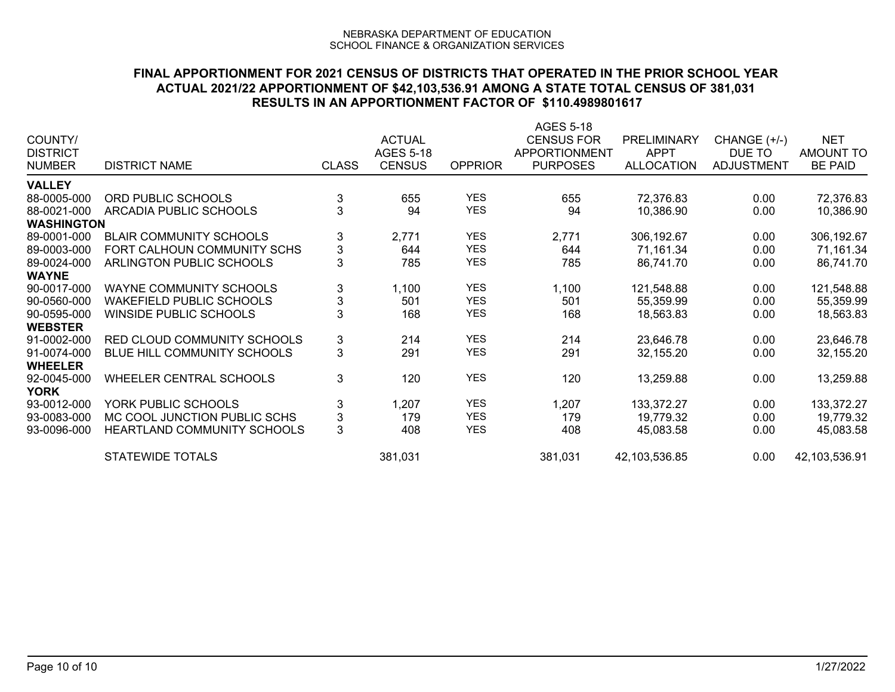NEBRASKA DEPARTMENT OF EDUCATION
SCHOOL FINANCE & ORGANIZATION SERVICES

## FINAL APPORTIONMENT FOR 2021 CENSUS OF DISTRICTS THAT OPERATED IN THE PRIOR SCHOOL YEAR
## ACTUAL 2021/22 APPORTIONMENT OF $42,103,536.91 AMONG A STATE TOTAL CENSUS OF 381,031
## RESULTS IN AN APPORTIONMENT FACTOR OF $110.4989801617

| COUNTY/ DISTRICT NUMBER | DISTRICT NAME | CLASS | ACTUAL AGES 5-18 CENSUS | OPPRIOR | AGES 5-18 CENSUS FOR APPORTIONMENT PURPOSES | PRELIMINARY APPT ALLOCATION | CHANGE (+/-) DUE TO ADJUSTMENT | NET AMOUNT TO BE PAID |
|---|---|---|---|---|---|---|---|---|
| **VALLEY** | | | | | | | | |
| 88-0005-000 | ORD PUBLIC SCHOOLS | 3 | 655 | YES | 655 | 72,376.83 | 0.00 | 72,376.83 |
| 88-0021-000 | ARCADIA PUBLIC SCHOOLS | 3 | 94 | YES | 94 | 10,386.90 | 0.00 | 10,386.90 |
| **WASHINGTON** | | | | | | | | |
| 89-0001-000 | BLAIR COMMUNITY SCHOOLS | 3 | 2,771 | YES | 2,771 | 306,192.67 | 0.00 | 306,192.67 |
| 89-0003-000 | FORT CALHOUN COMMUNITY SCHS | 3 | 644 | YES | 644 | 71,161.34 | 0.00 | 71,161.34 |
| 89-0024-000 | ARLINGTON PUBLIC SCHOOLS | 3 | 785 | YES | 785 | 86,741.70 | 0.00 | 86,741.70 |
| **WAYNE** | | | | | | | | |
| 90-0017-000 | WAYNE COMMUNITY SCHOOLS | 3 | 1,100 | YES | 1,100 | 121,548.88 | 0.00 | 121,548.88 |
| 90-0560-000 | WAKEFIELD PUBLIC SCHOOLS | 3 | 501 | YES | 501 | 55,359.99 | 0.00 | 55,359.99 |
| 90-0595-000 | WINSIDE PUBLIC SCHOOLS | 3 | 168 | YES | 168 | 18,563.83 | 0.00 | 18,563.83 |
| **WEBSTER** | | | | | | | | |
| 91-0002-000 | RED CLOUD COMMUNITY SCHOOLS | 3 | 214 | YES | 214 | 23,646.78 | 0.00 | 23,646.78 |
| 91-0074-000 | BLUE HILL COMMUNITY SCHOOLS | 3 | 291 | YES | 291 | 32,155.20 | 0.00 | 32,155.20 |
| **WHEELER** | | | | | | | | |
| 92-0045-000 | WHEELER CENTRAL SCHOOLS | 3 | 120 | YES | 120 | 13,259.88 | 0.00 | 13,259.88 |
| **YORK** | | | | | | | | |
| 93-0012-000 | YORK PUBLIC SCHOOLS | 3 | 1,207 | YES | 1,207 | 133,372.27 | 0.00 | 133,372.27 |
| 93-0083-000 | MC COOL JUNCTION PUBLIC SCHS | 3 | 179 | YES | 179 | 19,779.32 | 0.00 | 19,779.32 |
| 93-0096-000 | HEARTLAND COMMUNITY SCHOOLS | 3 | 408 | YES | 408 | 45,083.58 | 0.00 | 45,083.58 |
| | STATEWIDE TOTALS | | 381,031 | | 381,031 | 42,103,536.85 | 0.00 | 42,103,536.91 |

1/27/2022